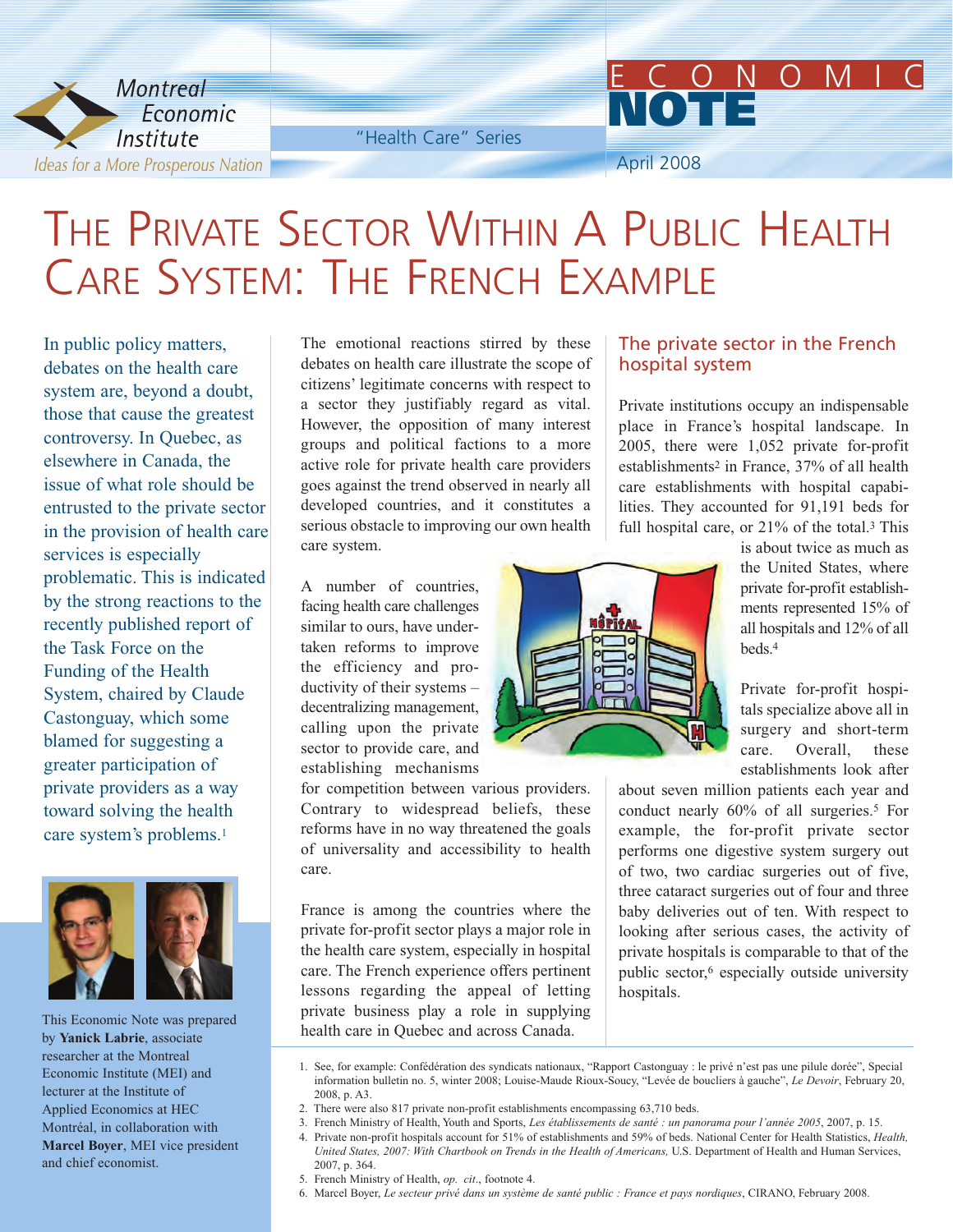Montreal Economic Institute

*Ideas for a More Prosperous Nation*

"Health Care" Series

ECONOMIC NOTE

April 2008

# The Private Sector Within A Public Health Care System: The French Example

In public policy matters, debates on the health care system are, beyond a doubt, those that cause the greatest controversy. In Quebec, as elsewhere in Canada, the issue of what role should be entrusted to the private sector in the provision of health care services is especially problematic. This is indicated by the strong reactions to the recently published report of the Task Force on the Funding of the Health System, chaired by Claude Castonguay, which some blamed for suggesting a greater participation of private providers as a way toward solving the health care system's problems.[1]

This Economic Note was prepared by **Yanick Labrie**, associate researcher at the Montreal Economic Institute (MEI) and lecturer at the Institute of Applied Economics at HEC Montréal, in collaboration with **Marcel Boyer**, MEI vice president and chief economist.

The emotional reactions stirred by these debates on health care illustrate the scope of citizens' legitimate concerns with respect to a sector they justifiably regard as vital. However, the opposition of many interest groups and political factions to a more active role for private health care providers goes against the trend observed in nearly all developed countries, and it constitutes a serious obstacle to improving our own health care system.

A number of countries, facing health care challenges similar to ours, have undertaken reforms to improve the efficiency and productivity of their systems – decentralizing management, calling upon the private sector to provide care, and establishing mechanisms for competition between various providers. Contrary to widespread beliefs, these reforms have in no way threatened the goals of universality and accessibility to health care.

France is among the countries where the private for-profit sector plays a major role in the health care system, especially in hospital care. The French experience offers pertinent lessons regarding the appeal of letting private business play a role in supplying health care in Quebec and across Canada.

## The private sector in the French hospital system

Private institutions occupy an indispensable place in France's hospital landscape. In 2005, there were 1,052 private for-profit establishments[2] in France, 37% of all health care establishments with hospital capabilities. They accounted for 91,191 beds for full hospital care, or 21% of the total.[3] This is about twice as much as the United States, where private for-profit establishments represented 15% of all hospitals and 12% of all beds.[4]

Private for-profit hospitals specialize above all in surgery and short-term care. Overall, these establishments look after about seven million patients each year and conduct nearly 60% of all surgeries.[5] For example, the for-profit private sector performs one digestive system surgery out of two, two cardiac surgeries out of five, three cataract surgeries out of four and three baby deliveries out of ten. With respect to looking after serious cases, the activity of private hospitals is comparable to that of the public sector,[6] especially outside university hospitals.

---

1. See, for example: Confédération des syndicats nationaux, "Rapport Castonguay : le privé n'est pas une pilule dorée", Special information bulletin no. 5, winter 2008; Louise-Maude Rioux-Soucy, "Levée de boucliers à gauche", *Le Devoir*, February 20, 2008, p. A3.
2. There were also 817 private non-profit establishments encompassing 63,710 beds.
3. French Ministry of Health, Youth and Sports, *Les établissements de santé : un panorama pour l'année 2005*, 2007, p. 15.
4. Private non-profit hospitals account for 51% of establishments and 59% of beds. National Center for Health Statistics, *Health, United States, 2007: With Chartbook on Trends in the Health of Americans,* U.S. Department of Health and Human Services, 2007, p. 364.
5. French Ministry of Health, *op. cit.*, footnote 4.
6. Marcel Boyer, *Le secteur privé dans un système de santé public : France et pays nordiques*, CIRANO, February 2008.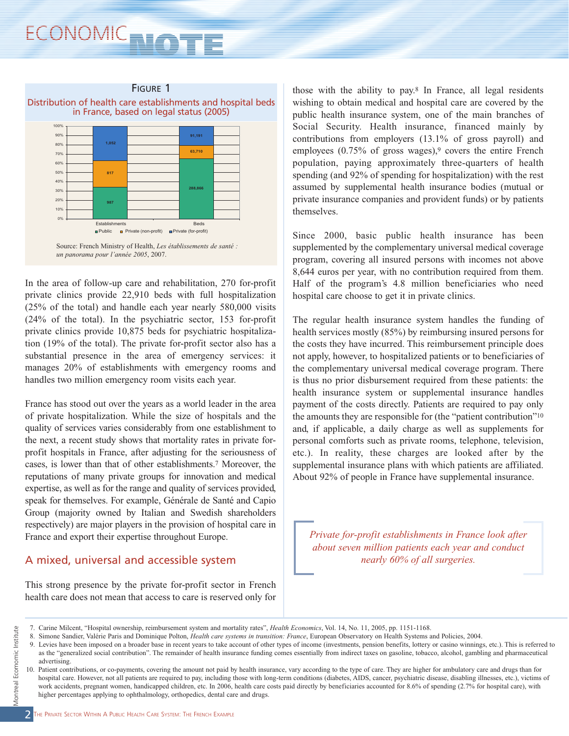**FIGURE 1**

**Distribution of health care establishments and hospital beds in France, based on legal status (2005)**

100%
90%
80%
70%
60%
50%
40%
30%
20%
10%
0%

1,052
817
987
Establishments

91,191
63,710
288,866
Beds

Public
Private (non-profit)
Private (for-profit)

Source: French Ministry of Health, *Les établissements de santé : un panorama pour l'année 2005*, 2007.

In the area of follow-up care and rehabilitation, 270 for-profit private clinics provide 22,910 beds with full hospitalization (25% of the total) and handle each year nearly 580,000 visits (24% of the total). In the psychiatric sector, 153 for-profit private clinics provide 10,875 beds for psychiatric hospitalization (19% of the total). The private for-profit sector also has a substantial presence in the area of emergency services: it manages 20% of establishments with emergency rooms and handles two million emergency room visits each year.

France has stood out over the years as a world leader in the area of private hospitalization. While the size of hospitals and the quality of services varies considerably from one establishment to the next, a recent study shows that mortality rates in private for-profit hospitals in France, after adjusting for the seriousness of cases, is lower than that of other establishments.[7] Moreover, the reputations of many private groups for innovation and medical expertise, as well as for the range and quality of services provided, speak for themselves. For example, Générale de Santé and Capio Group (majority owned by Italian and Swedish shareholders respectively) are major players in the provision of hospital care in France and export their expertise throughout Europe.

## A mixed, universal and accessible system

This strong presence by the private for-profit sector in French health care does not mean that access to care is reserved only for those with the ability to pay.[8] In France, all legal residents wishing to obtain medical and hospital care are covered by the public health insurance system, one of the main branches of Social Security. Health insurance, financed mainly by contributions from employers (13.1% of gross payroll) and employees (0.75% of gross wages),[9] covers the entire French population, paying approximately three-quarters of health spending (and 92% of spending for hospitalization) with the rest assumed by supplemental health insurance bodies (mutual or private insurance companies and provident funds) or by patients themselves.

Since 2000, basic public health insurance has been supplemented by the complementary universal medical coverage program, covering all insured persons with incomes not above 8,644 euros per year, with no contribution required from them. Half of the program's 4.8 million beneficiaries who need hospital care choose to get it in private clinics.

The regular health insurance system handles the funding of health services mostly (85%) by reimbursing insured persons for the costs they have incurred. This reimbursement principle does not apply, however, to hospitalized patients or to beneficiaries of the complementary universal medical coverage program. There is thus no prior disbursement required from these patients: the health insurance system or supplemental insurance handles payment of the costs directly. Patients are required to pay only the amounts they are responsible for (the "patient contribution"[10] and, if applicable, a daily charge as well as supplements for personal comforts such as private rooms, telephone, television, etc.). In reality, these charges are looked after by the supplemental insurance plans with which patients are affiliated. About 92% of people in France have supplemental insurance.

> *Private for-profit establishments in France look after about seven million patients each year and conduct nearly 60% of all surgeries.*

7. Carine Milcent, "Hospital ownership, reimbursement system and mortality rates", *Health Economics*, Vol. 14, No. 11, 2005, pp. 1151-1168.
8. Simone Sandier, Valérie Paris and Dominique Polton, *Health care systems in transition: France*, European Observatory on Health Systems and Policies, 2004.
9. Levies have been imposed on a broader base in recent years to take account of other types of income (investments, pension benefits, lottery or casino winnings, etc.). This is referred to as the "generalized social contribution". The remainder of health insurance funding comes essentially from indirect taxes on gasoline, tobacco, alcohol, gambling and pharmaceutical advertising.
10. Patient contributions, or co-payments, covering the amount not paid by health insurance, vary according to the type of care. They are higher for ambulatory care and drugs than for hospital care. However, not all patients are required to pay, including those with long-term conditions (diabetes, AIDS, cancer, psychiatric disease, disabling illnesses, etc.), victims of work accidents, pregnant women, handicapped children, etc. In 2006, health care costs paid directly by beneficiaries accounted for 8.6% of spending (2.7% for hospital care), with higher percentages applying to ophthalmology, orthopedics, dental care and drugs.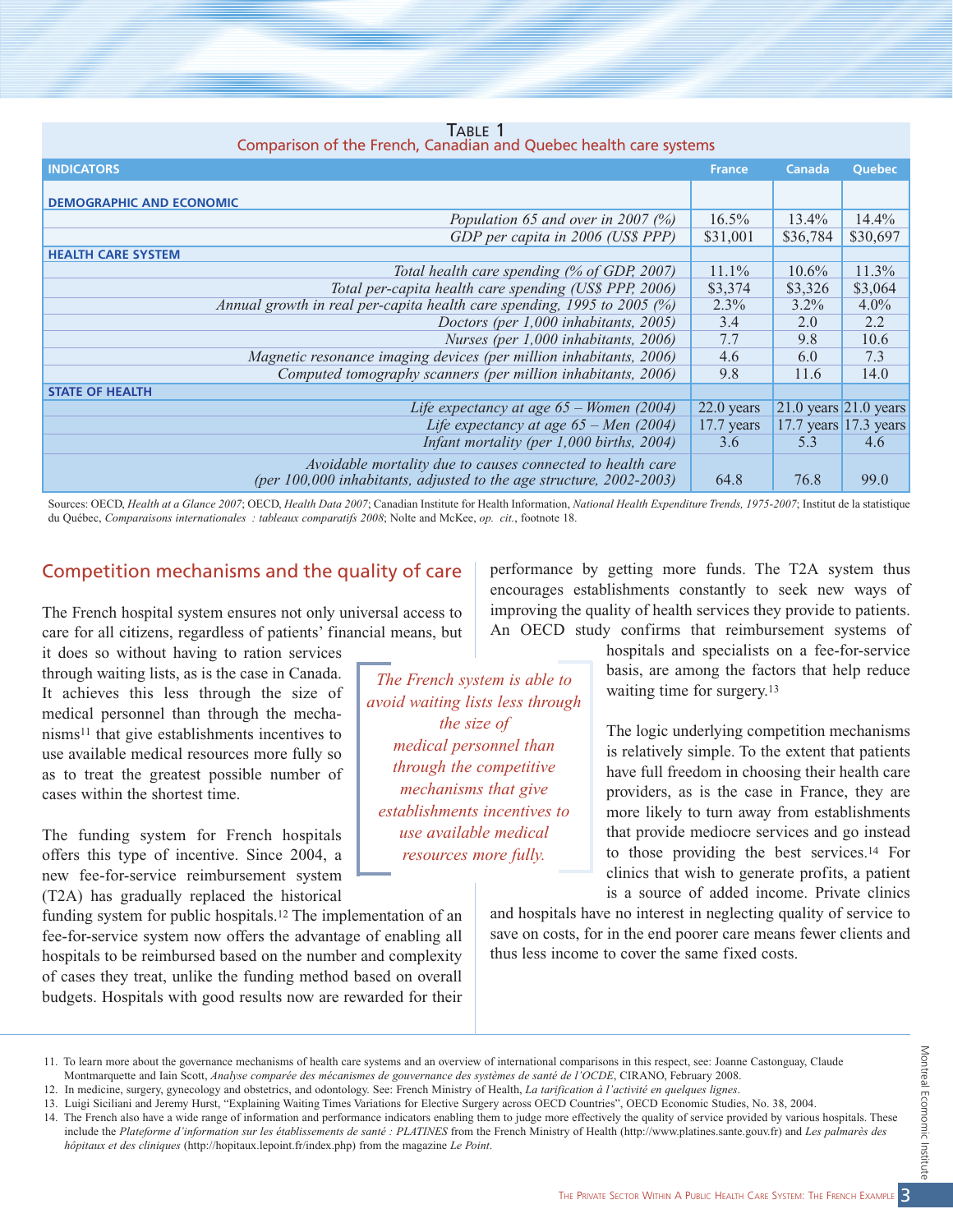**Table 1**
Comparison of the French, Canadian and Quebec health care systems

| INDICATORS | France | Canada | Quebec |
|---|---|---|---|
| **DEMOGRAPHIC AND ECONOMIC** | | | |
| *Population 65 and over in 2007 (%)* | 16.5% | 13.4% | 14.4% |
| *GDP per capita in 2006 (US$ PPP)* | $31,001 | $36,784 | $30,697 |
| **HEALTH CARE SYSTEM** | | | |
| *Total health care spending (% of GDP, 2007)* | 11.1% | 10.6% | 11.3% |
| *Total per-capita health care spending (US$ PPP, 2006)* | $3,374 | $3,326 | $3,064 |
| *Annual growth in real per-capita health care spending, 1995 to 2005 (%)* | 2.3% | 3.2% | 4.0% |
| *Doctors (per 1,000 inhabitants, 2005)* | 3.4 | 2.0 | 2.2 |
| *Nurses (per 1,000 inhabitants, 2006)* | 7.7 | 9.8 | 10.6 |
| *Magnetic resonance imaging devices (per million inhabitants, 2006)* | 4.6 | 6.0 | 7.3 |
| *Computed tomography scanners (per million inhabitants, 2006)* | 9.8 | 11.6 | 14.0 |
| **STATE OF HEALTH** | | | |
| *Life expectancy at age 65 – Women (2004)* | 22.0 years | 21.0 years | 21.0 years |
| *Life expectancy at age 65 – Men (2004)* | 17.7 years | 17.7 years | 17.3 years |
| *Infant mortality (per 1,000 births, 2004)* | 3.6 | 5.3 | 4.6 |
| *Avoidable mortality due to causes connected to health care (per 100,000 inhabitants, adjusted to the age structure, 2002-2003)* | 64.8 | 76.8 | 99.0 |

Sources: OECD, *Health at a Glance 2007*; OECD, *Health Data 2007*; Canadian Institute for Health Information, *National Health Expenditure Trends, 1975-2007*; Institut de la statistique du Québec, *Comparaisons internationales : tableaux comparatifs 2008*; Nolte and McKee, *op. cit.*, footnote 18.

## Competition mechanisms and the quality of care

The French hospital system ensures not only universal access to care for all citizens, regardless of patients' financial means, but it does so without having to ration services through waiting lists, as is the case in Canada. It achieves this less through the size of medical personnel than through the mechanisms[11] that give establishments incentives to use available medical resources more fully so as to treat the greatest possible number of cases within the shortest time.

> *The French system is able to avoid waiting lists less through the size of medical personnel than through the competitive mechanisms that give establishments incentives to use available medical resources more fully.*

The funding system for French hospitals offers this type of incentive. Since 2004, a new fee-for-service reimbursement system (T2A) has gradually replaced the historical funding system for public hospitals.[12] The implementation of an fee-for-service system now offers the advantage of enabling all hospitals to be reimbursed based on the number and complexity of cases they treat, unlike the funding method based on overall budgets. Hospitals with good results now are rewarded for their performance by getting more funds. The T2A system thus encourages establishments constantly to seek new ways of improving the quality of health services they provide to patients. An OECD study confirms that reimbursement systems of hospitals and specialists on a fee-for-service basis, are among the factors that help reduce waiting time for surgery.[13]

The logic underlying competition mechanisms is relatively simple. To the extent that patients have full freedom in choosing their health care providers, as is the case in France, they are more likely to turn away from establishments that provide mediocre services and go instead to those providing the best services.[14] For clinics that wish to generate profits, a patient is a source of added income. Private clinics and hospitals have no interest in neglecting quality of service to save on costs, for in the end poorer care means fewer clients and thus less income to cover the same fixed costs.

11. To learn more about the governance mechanisms of health care systems and an overview of international comparisons in this respect, see: Joanne Castonguay, Claude Montmarquette and Iain Scott, *Analyse comparée des mécanismes de gouvernance des systèmes de santé de l'OCDE*, CIRANO, February 2008.
12. In medicine, surgery, gynecology and obstetrics, and odontology. See: French Ministry of Health, *La tarification à l'activité en quelques lignes*.
13. Luigi Siciliani and Jeremy Hurst, "Explaining Waiting Times Variations for Elective Surgery across OECD Countries", OECD Economic Studies, No. 38, 2004.
14. The French also have a wide range of information and performance indicators enabling them to judge more effectively the quality of service provided by various hospitals. These include the *Plateforme d'information sur les établissements de santé : PLATINES* from the French Ministry of Health (http://www.platines.sante.gouv.fr) and *Les palmarès des hôpitaux et des cliniques* (http://hopitaux.lepoint.fr/index.php) from the magazine *Le Point*.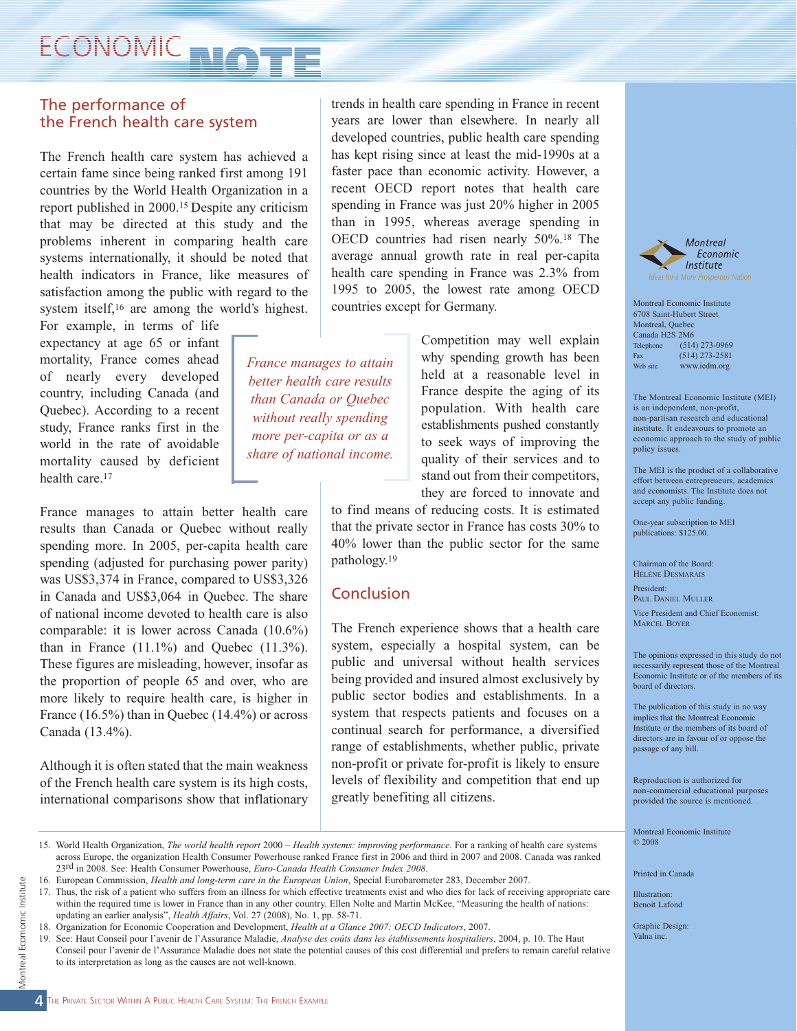## The performance of the French health care system

The French health care system has achieved a certain fame since being ranked first among 191 countries by the World Health Organization in a report published in 2000.[15] Despite any criticism that may be directed at this study and the problems inherent in comparing health care systems internationally, it should be noted that health indicators in France, like measures of satisfaction among the public with regard to the system itself,[16] are among the world's highest. For example, in terms of life expectancy at age 65 or infant mortality, France comes ahead of nearly every developed country, including Canada (and Quebec). According to a recent study, France ranks first in the world in the rate of avoidable mortality caused by deficient health care.[17]

*France manages to attain better health care results than Canada or Quebec without really spending more per-capita or as a share of national income.*

France manages to attain better health care results than Canada or Quebec without really spending more. In 2005, per-capita health care spending (adjusted for purchasing power parity) was US$3,374 in France, compared to US$3,326 in Canada and US$3,064 in Quebec. The share of national income devoted to health care is also comparable: it is lower across Canada (10.6%) than in France (11.1%) and Quebec (11.3%). These figures are misleading, however, insofar as the proportion of people 65 and over, who are more likely to require health care, is higher in France (16.5%) than in Quebec (14.4%) or across Canada (13.4%).

Although it is often stated that the main weakness of the French health care system is its high costs, international comparisons show that inflationary trends in health care spending in France in recent years are lower than elsewhere. In nearly all developed countries, public health care spending has kept rising since at least the mid-1990s at a faster pace than economic activity. However, a recent OECD report notes that health care spending in France was just 20% higher in 2005 than in 1995, whereas average spending in OECD countries had risen nearly 50%.[18] The average annual growth rate in real per-capita health care spending in France was 2.3% from 1995 to 2005, the lowest rate among OECD countries except for Germany.

Competition may well explain why spending growth has been held at a reasonable level in France despite the aging of its population. With health care establishments pushed constantly to seek ways of improving the quality of their services and to stand out from their competitors, they are forced to innovate and to find means of reducing costs. It is estimated that the private sector in France has costs 30% to 40% lower than the public sector for the same pathology.[19]

## Conclusion

The French experience shows that a health care system, especially a hospital system, can be public and universal without health services being provided and insured almost exclusively by public sector bodies and establishments. In a system that respects patients and focuses on a continual search for performance, a diversified range of establishments, whether public, private non-profit or private for-profit is likely to ensure levels of flexibility and competition that end up greatly benefiting all citizens.

---

15. World Health Organization, *The world health report 2000 – Health systems: improving performance*. For a ranking of health care systems across Europe, the organization Health Consumer Powerhouse ranked France first in 2006 and third in 2007 and 2008. Canada was ranked 23rd in 2008. See: Health Consumer Powerhouse, *Euro-Canada Health Consumer Index 2008*.
16. European Commission, *Health and long-term care in the European Union*, Special Eurobarometer 283, December 2007.
17. Thus, the risk of a patient who suffers from an illness for which effective treatments exist and who dies for lack of receiving appropriate care within the required time is lower in France than in any other country. Ellen Nolte and Martin McKee, "Measuring the health of nations: updating an earlier analysis", *Health Affairs*, Vol. 27 (2008), No. 1, pp. 58-71.
18. Organization for Economic Cooperation and Development, *Health at a Glance 2007: OECD Indicators*, 2007.
19. See: Haut Conseil pour l'avenir de l'Assurance Maladie, *Analyse des coûts dans les établissements hospitaliers*, 2004, p. 10. The Haut Conseil pour l'avenir de l'Assurance Maladie does not state the potential causes of this cost differential and prefers to remain careful relative to its interpretation as long as the causes are not well-known.

---

Montreal Economic Institute
*Ideas for a More Prosperous Nation*

Montreal Economic Institute
6708 Saint-Hubert Street
Montreal, Quebec
Canada H2S 2M6
Telephone (514) 273-0969
Fax (514) 273-2581
Web site www.iedm.org

The Montreal Economic Institute (MEI) is an independent, non-profit, non-partisan research and educational institute. It endeavours to promote an economic approach to the study of public policy issues.

The MEI is the product of a collaborative effort between entrepreneurs, academics and economists. The Institute does not accept any public funding.

One-year subscription to MEI publications: $125.00.

Chairman of the Board:
Hélène Desmarais

President:
Paul Daniel Muller

Vice President and Chief Economist:
Marcel Boyer

The opinions expressed in this study do not necessarily represent those of the Montreal Economic Institute or of the members of its board of directors.

The publication of this study in no way implies that the Montreal Economic Institute or the members of its board of directors are in favour of or oppose the passage of any bill.

Reproduction is authorized for non-commercial educational purposes provided the source is mentioned.

Montreal Economic Institute
© 2008

Printed in Canada

Illustration:
Benoit Lafond

Graphic Design:
Valna inc.